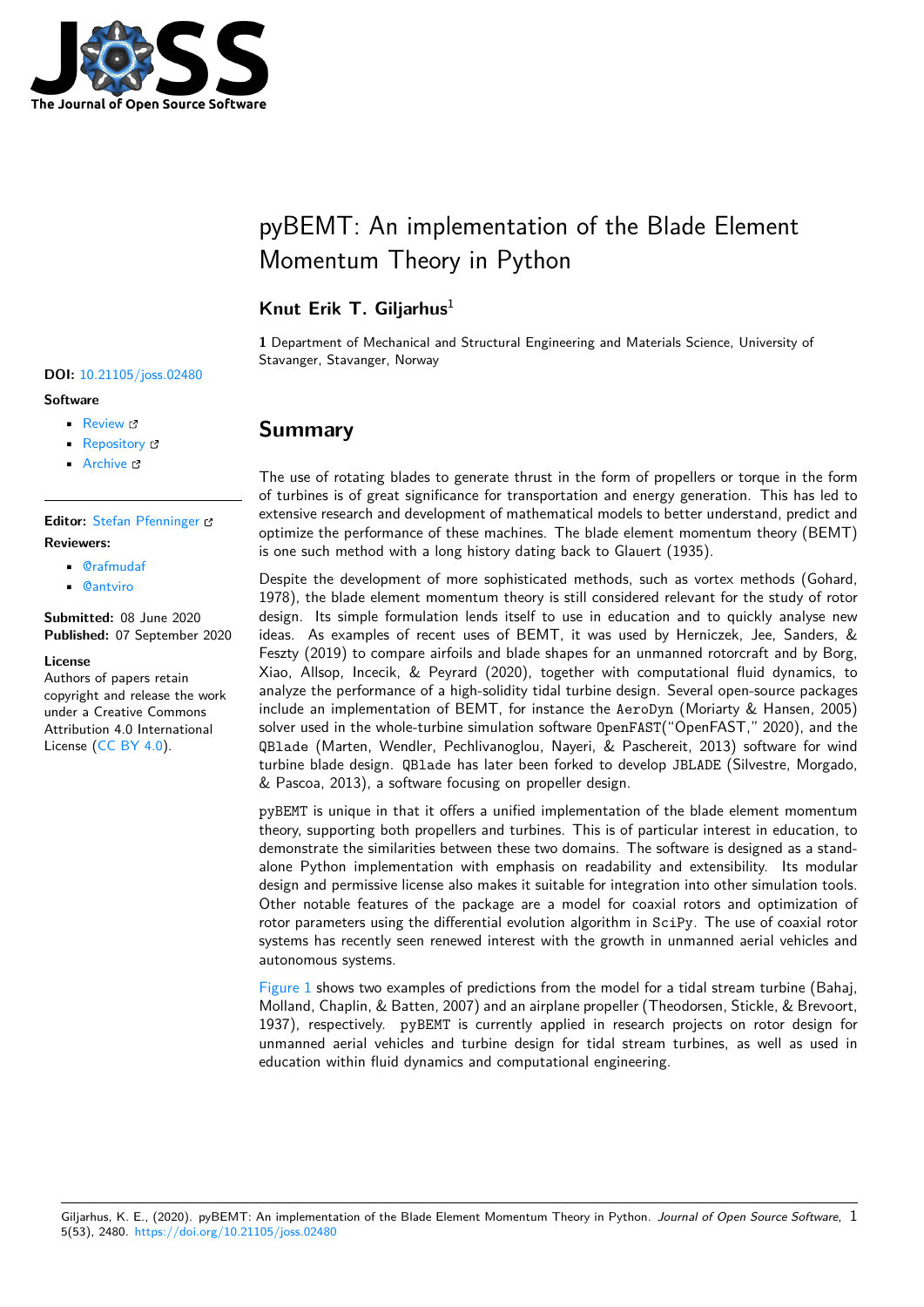# pyBEMT: An implementation of the Blade Element Momentum Theory in Python

**Knut Erik T. Giljarhus**[1]

**1** Department of Mechanical and Structural Engineering and Materials Science, University of Stavanger, Stavanger, Norway

**DOI:** 10.21105/joss.02480

**Software**

- Review
- Repository
- Archive

**Editor:** Stefan Pfenninger

**Reviewers:**

- @rafmudaf
- @antviro

**Submitted:** 08 June 2020
**Published:** 07 September 2020

**License**
Authors of papers retain copyright and release the work under a Creative Commons Attribution 4.0 International License (CC BY 4.0).

## Summary

The use of rotating blades to generate thrust in the form of propellers or torque in the form of turbines is of great significance for transportation and energy generation. This has led to extensive research and development of mathematical models to better understand, predict and optimize the performance of these machines. The blade element momentum theory (BEMT) is one such method with a long history dating back to Glauert (1935).

Despite the development of more sophisticated methods, such as vortex methods (Gohard, 1978), the blade element momentum theory is still considered relevant for the study of rotor design. Its simple formulation lends itself to use in education and to quickly analyse new ideas. As examples of recent uses of BEMT, it was used by Herniczek, Jee, Sanders, & Feszty (2019) to compare airfoils and blade shapes for an unmanned rotorcraft and by Borg, Xiao, Allsop, Incecik, & Peyrard (2020), together with computational fluid dynamics, to analyze the performance of a high-solidity tidal turbine design. Several open-source packages include an implementation of BEMT, for instance the `AeroDyn` (Moriarty & Hansen, 2005) solver used in the whole-turbine simulation software `OpenFAST`("OpenFAST," 2020), and the `QBlade` (Marten, Wendler, Pechlivanoglou, Nayeri, & Paschereit, 2013) software for wind turbine blade design. `QBlade` has later been forked to develop `JBLADE` (Silvestre, Morgado, & Pascoa, 2013), a software focusing on propeller design.

`pyBEMT` is unique in that it offers a unified implementation of the blade element momentum theory, supporting both propellers and turbines. This is of particular interest in education, to demonstrate the similarities between these two domains. The software is designed as a stand-alone Python implementation with emphasis on readability and extensibility. Its modular design and permissive license also makes it suitable for integration into other simulation tools. Other notable features of the package are a model for coaxial rotors and optimization of rotor parameters using the differential evolution algorithm in `SciPy`. The use of coaxial rotor systems has recently seen renewed interest with the growth in unmanned aerial vehicles and autonomous systems.

Figure 1 shows two examples of predictions from the model for a tidal stream turbine (Bahaj, Molland, Chaplin, & Batten, 2007) and an airplane propeller (Theodorsen, Stickle, & Brevoort, 1937), respectively. `pyBEMT` is currently applied in research projects on rotor design for unmanned aerial vehicles and turbine design for tidal stream turbines, as well as used in education within fluid dynamics and computational engineering.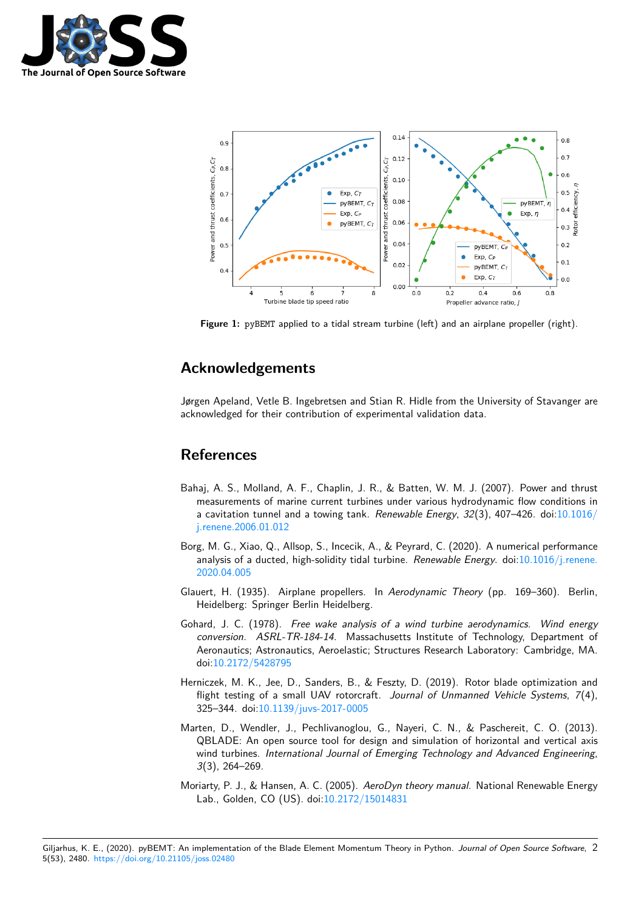Figure 1: `pyBEMT` applied to a tidal stream turbine (left) and an airplane propeller (right).

## Acknowledgements

Jørgen Apeland, Vetle B. Ingebretsen and Stian R. Hidle from the University of Stavanger are acknowledged for their contribution of experimental validation data.

## References

Bahaj, A. S., Molland, A. F., Chaplin, J. R., & Batten, W. M. J. (2007). Power and thrust measurements of marine current turbines under various hydrodynamic flow conditions in a cavitation tunnel and a towing tank. *Renewable Energy*, *32*(3), 407–426. doi:10.1016/j.renene.2006.01.012

Borg, M. G., Xiao, Q., Allsop, S., Incecik, A., & Peyrard, C. (2020). A numerical performance analysis of a ducted, high-solidity tidal turbine. *Renewable Energy*. doi:10.1016/j.renene.2020.04.005

Glauert, H. (1935). Airplane propellers. In *Aerodynamic Theory* (pp. 169–360). Berlin, Heidelberg: Springer Berlin Heidelberg.

Gohard, J. C. (1978). *Free wake analysis of a wind turbine aerodynamics. Wind energy conversion. ASRL-TR-184-14.* Massachusetts Institute of Technology, Department of Aeronautics; Astronautics, Aeroelastic; Structures Research Laboratory: Cambridge, MA. doi:10.2172/5428795

Herniczek, M. K., Jee, D., Sanders, B., & Feszty, D. (2019). Rotor blade optimization and flight testing of a small UAV rotorcraft. *Journal of Unmanned Vehicle Systems*, *7*(4), 325–344. doi:10.1139/juvs-2017-0005

Marten, D., Wendler, J., Pechlivanoglou, G., Nayeri, C. N., & Paschereit, C. O. (2013). QBLADE: An open source tool for design and simulation of horizontal and vertical axis wind turbines. *International Journal of Emerging Technology and Advanced Engineering*, *3*(3), 264–269.

Moriarty, P. J., & Hansen, A. C. (2005). *AeroDyn theory manual.* National Renewable Energy Lab., Golden, CO (US). doi:10.2172/15014831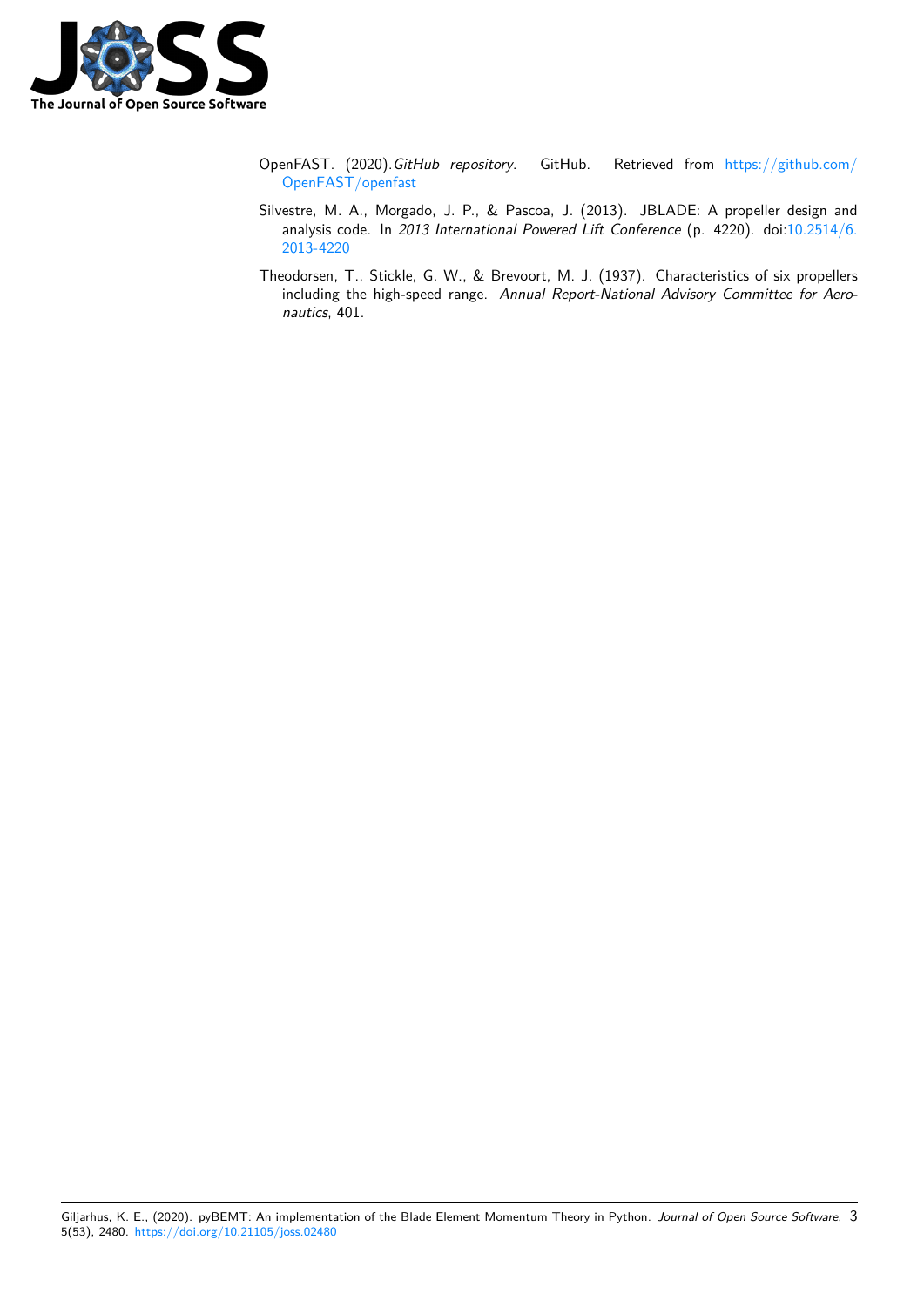OpenFAST. (2020). *GitHub repository*. GitHub. Retrieved from https://github.com/OpenFAST/openfast

Silvestre, M. A., Morgado, J. P., & Pascoa, J. (2013). JBLADE: A propeller design and analysis code. In *2013 International Powered Lift Conference* (p. 4220). doi:10.2514/6.2013-4220

Theodorsen, T., Stickle, G. W., & Brevoort, M. J. (1937). Characteristics of six propellers including the high-speed range. *Annual Report-National Advisory Committee for Aeronautics*, 401.